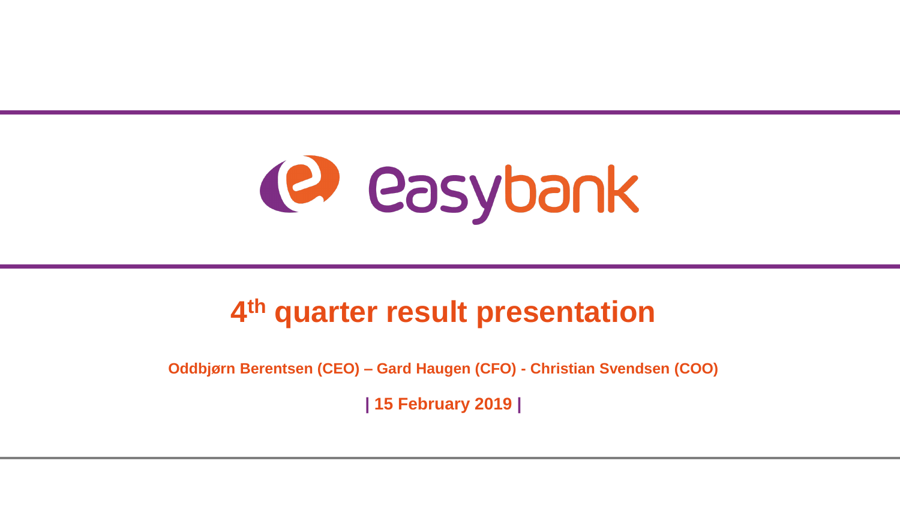easybank

# 4th quarter result presentation

**Oddbjørn Berentsen (CEO) – Gard Haugen (CFO) - Christian Svendsen (COO)**

**| 15 February 2019 |**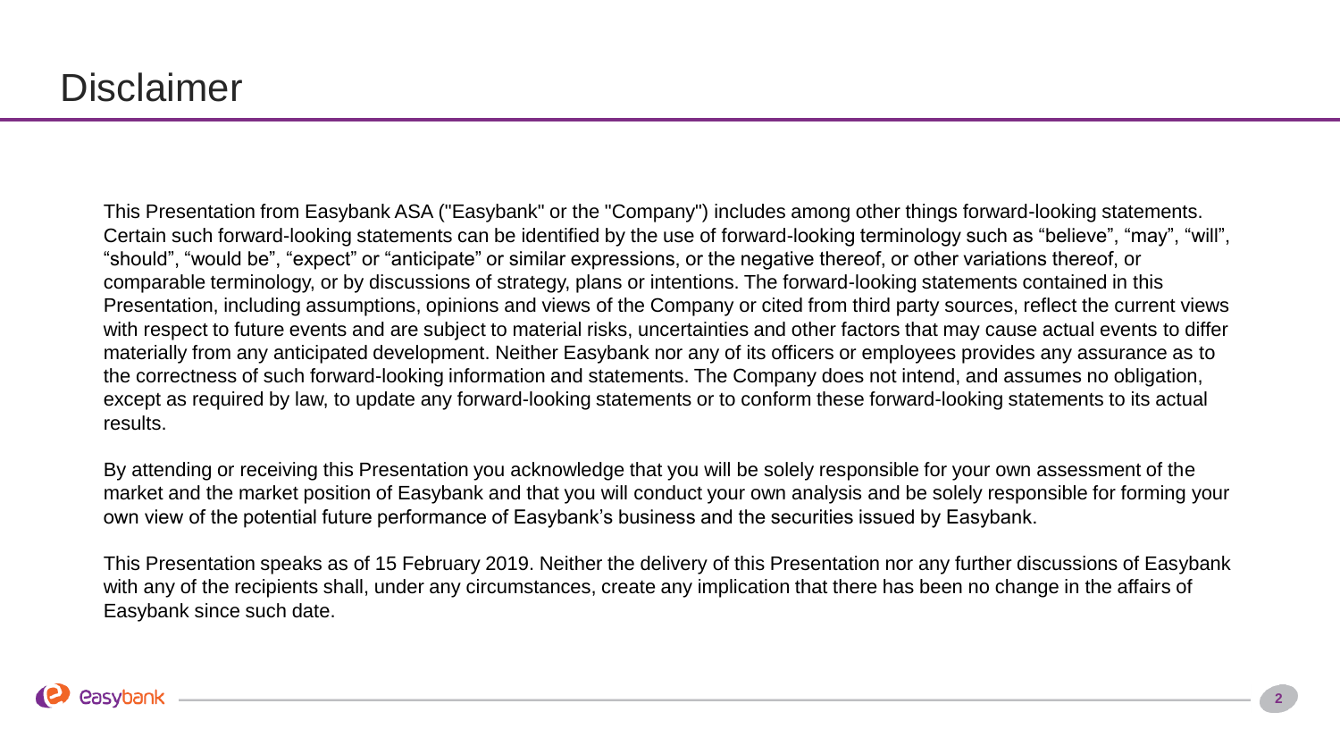# Disclaimer

This Presentation from Easybank ASA ("Easybank" or the "Company") includes among other things forward-looking statements. Certain such forward-looking statements can be identified by the use of forward-looking terminology such as "believe", "may", "will", "should", "would be", "expect" or "anticipate" or similar expressions, or the negative thereof, or other variations thereof, or comparable terminology, or by discussions of strategy, plans or intentions. The forward-looking statements contained in this Presentation, including assumptions, opinions and views of the Company or cited from third party sources, reflect the current views with respect to future events and are subject to material risks, uncertainties and other factors that may cause actual events to differ materially from any anticipated development. Neither Easybank nor any of its officers or employees provides any assurance as to the correctness of such forward-looking information and statements. The Company does not intend, and assumes no obligation, except as required by law, to update any forward-looking statements or to conform these forward-looking statements to its actual results.

By attending or receiving this Presentation you acknowledge that you will be solely responsible for your own assessment of the market and the market position of Easybank and that you will conduct your own analysis and be solely responsible for forming your own view of the potential future performance of Easybank's business and the securities issued by Easybank.

This Presentation speaks as of 15 February 2019. Neither the delivery of this Presentation nor any further discussions of Easybank with any of the recipients shall, under any circumstances, create any implication that there has been no change in the affairs of Easybank since such date.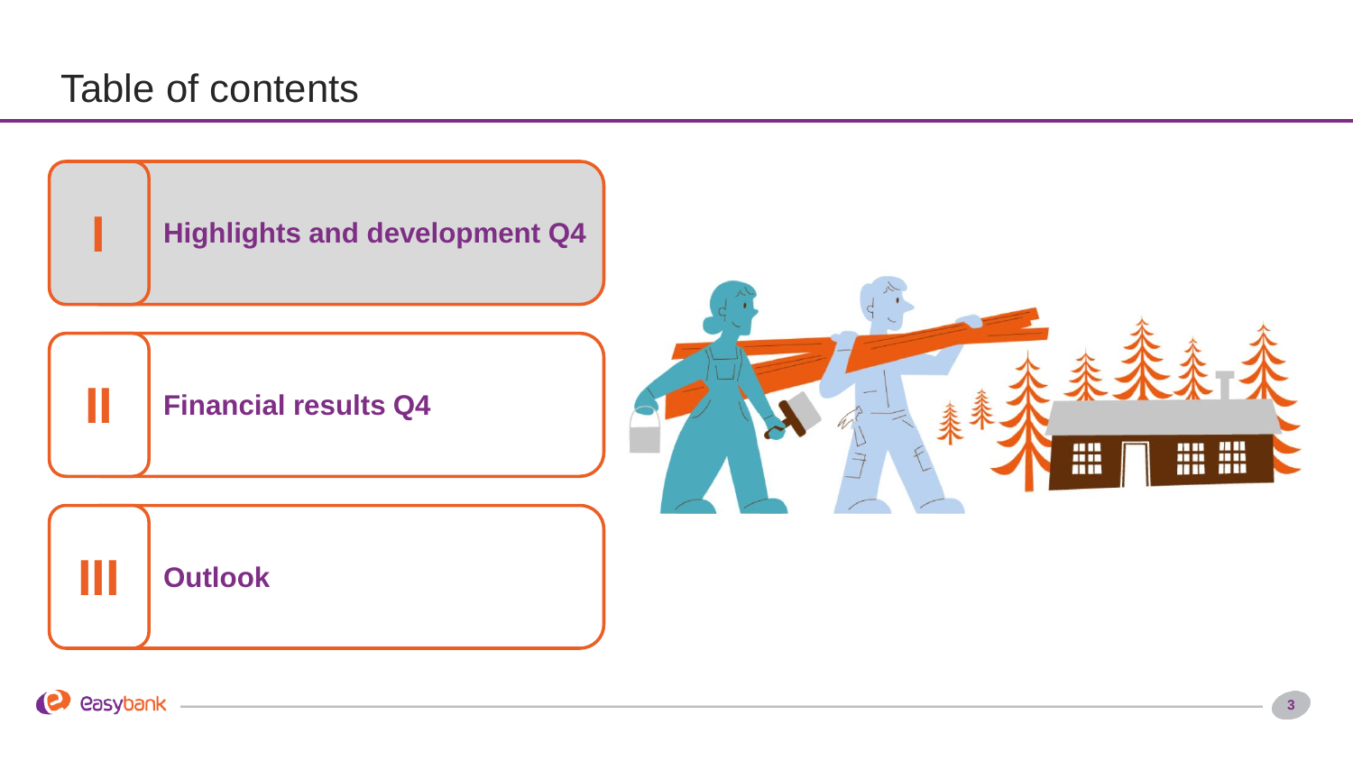# Table of contents

| | |
|---|---|
| I | Highlights and development Q4 |
| II | Financial results Q4 |
| III | Outlook |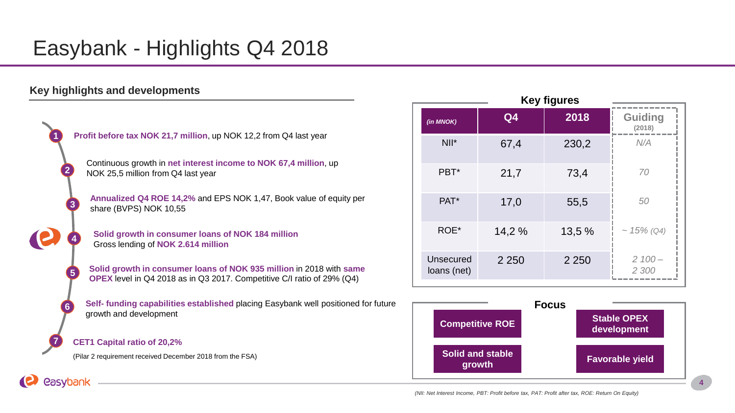# Easybank - Highlights Q4 2018

## Key highlights and developments

1. **Profit before tax NOK 21,7 million**, up NOK 12,2 from Q4 last year
2. Continuous growth in **net interest income to NOK 67,4 million**, up NOK 25,5 million from Q4 last year
3. **Annualized Q4 ROE 14,2%** and EPS NOK 1,47, Book value of equity per share (BVPS) NOK 10,55
4. **Solid growth in consumer loans of NOK 184 million** Gross lending of **NOK 2.614 million**
5. **Solid growth in consumer loans of NOK 935 million** in 2018 with **same OPEX** level in Q4 2018 as in Q3 2017. Competitive C/I ratio of 29% (Q4)
6. **Self- funding capabilities established** placing Easybank well positioned for future growth and development
7. **CET1 Capital ratio of 20,2%**

   (Pilar 2 requirement received December 2018 from the FSA)

## Key figures

| *(in MNOK)* | Q4 | 2018 | Guiding (2018) |
|---|---|---|---|
| NII* | 67,4 | 230,2 | *N/A* |
| PBT* | 21,7 | 73,4 | *70* |
| PAT* | 17,0 | 55,5 | *50* |
| ROE* | 14,2 % | 13,5 % | *~ 15% (Q4)* |
| Unsecured loans (net) | 2 250 | 2 250 | *2 100 – 2 300* |

## Focus

- **Competitive ROE**
- **Stable OPEX development**
- **Solid and stable growth**
- **Favorable yield**

*(NII: Net Interest Income, PBT: Profit before tax, PAT: Profit after tax, ROE: Return On Equity)*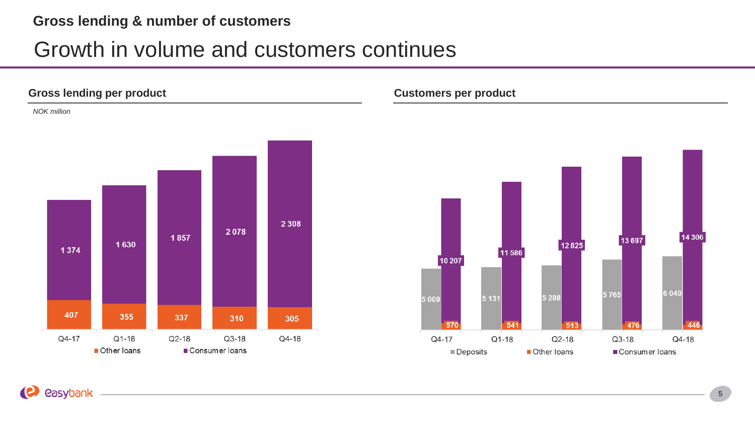## Gross lending & number of customers

# Growth in volume and customers continues

### Gross lending per product

*NOK million*

Q4-17: 1 374, 407
Q1-18: 1 630, 355
Q2-18: 1 857, 337
Q3-18: 2 078, 310
Q4-18: 2 308, 305

Other loans
Consumer loans

### Customers per product

Q4-17: 5 009, 10 207, 570
Q1-18: 5 131, 11 586, 541
Q2-18: 5 288, 12 825, 513
Q3-18: 5 765, 13 697, 476
Q4-18: 6 040, 14 306, 446

Deposits
Other loans
Consumer loans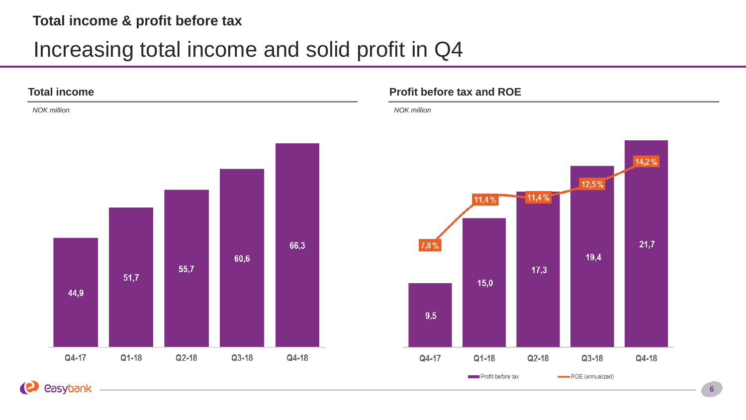## Total income & profit before tax

# Increasing total income and solid profit in Q4

### Total income

*NOK million*

| Quarter | Total income |
|---|---|
| Q4-17 | 44,9 |
| Q1-18 | 51,7 |
| Q2-18 | 55,7 |
| Q3-18 | 60,6 |
| Q4-18 | 66,3 |

### Profit before tax and ROE

*NOK million*

| Quarter | Profit before tax | ROE (annualized) |
|---|---|---|
| Q4-17 | 9,5 | 7,8 % |
| Q1-18 | 15,0 | 11,4 % |
| Q2-18 | 17,3 | 11,4 % |
| Q3-18 | 19,4 | 12,5 % |
| Q4-18 | 21,7 | 14,2 % |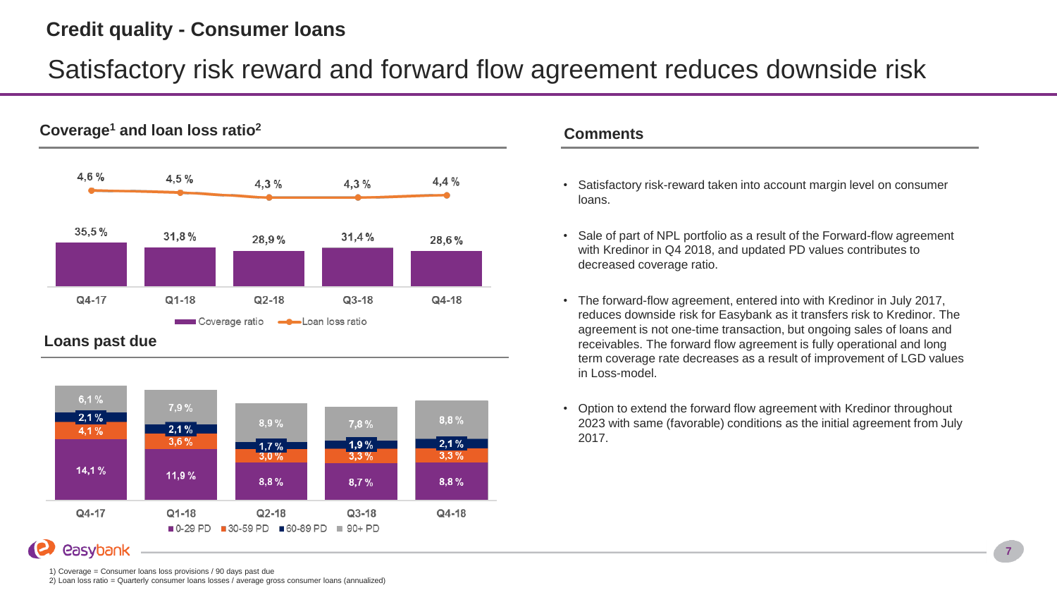## Credit quality - Consumer loans

# Satisfactory risk reward and forward flow agreement reduces downside risk

### Coverage[1] and loan loss ratio[2]

4,6 %
4,5 %
4,3 %
4,3 %
4,4 %

35,5 %
31,8 %
28,9 %
31,4 %
28,6 %

Q4-17
Q1-18
Q2-18
Q3-18
Q4-18

Coverage ratio
Loan loss ratio

### Loans past due

Q4-17: 6,1 % 2,1 % 4,1 % 14,1 %

Q1-18: 7,9 % 2,1 % 3,6 % 11,9 %

Q2-18: 8,9 % 1,7 % 3,0 % 8,8 %

Q3-18: 7,8 % 1,9 % 3,3 % 8,7 %

Q4-18: 8,8 % 2,1 % 3,3 % 8,8 %

0-29 PD
30-59 PD
60-89 PD
90+ PD

### Comments

- Satisfactory risk-reward taken into account margin level on consumer loans.
- Sale of part of NPL portfolio as a result of the Forward-flow agreement with Kredinor in Q4 2018, and updated PD values contributes to decreased coverage ratio.
- The forward-flow agreement, entered into with Kredinor in July 2017, reduces downside risk for Easybank as it transfers risk to Kredinor. The agreement is not one-time transaction, but ongoing sales of loans and receivables. The forward flow agreement is fully operational and long term coverage rate decreases as a result of improvement of LGD values in Loss-model.
- Option to extend the forward flow agreement with Kredinor throughout 2023 with same (favorable) conditions as the initial agreement from July 2017.

1) Coverage = Consumer loans loss provisions / 90 days past due
2) Loan loss ratio = Quarterly consumer loans losses / average gross consumer loans (annualized)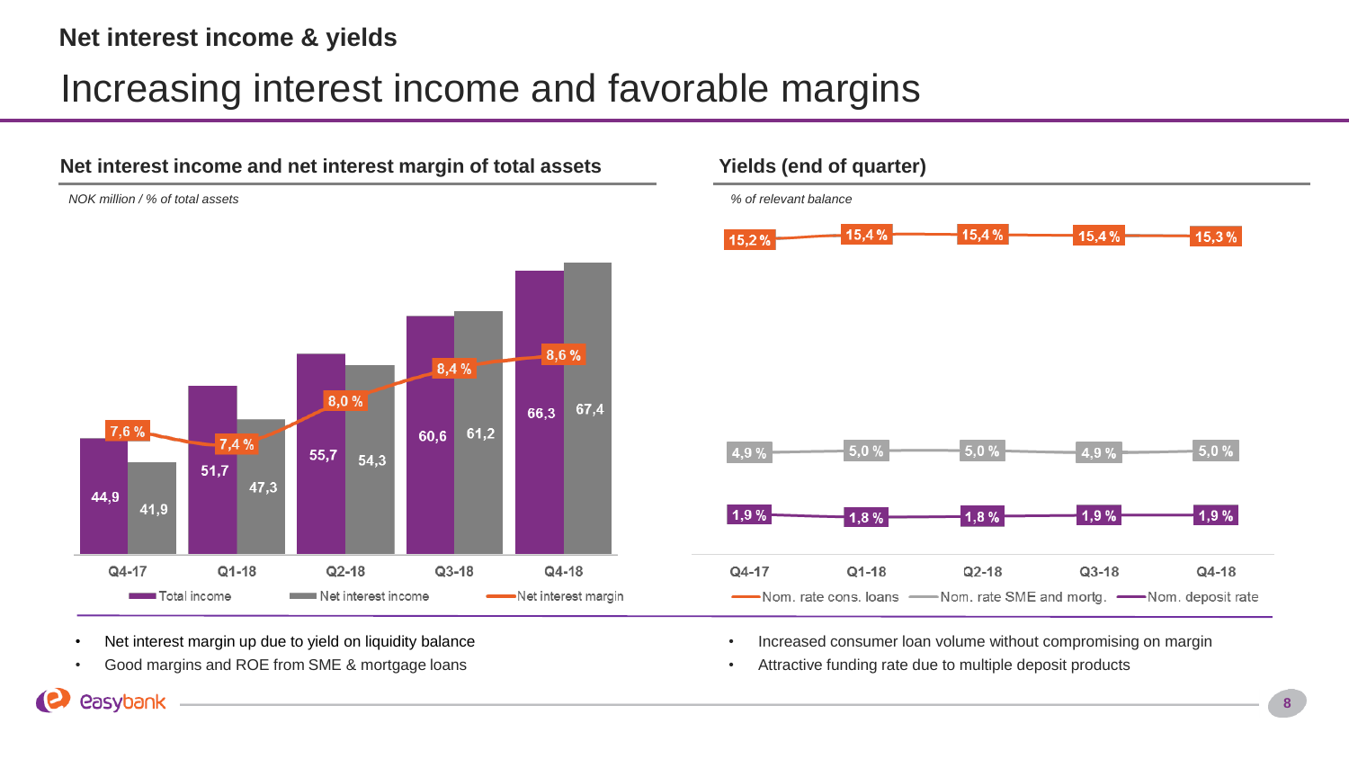## Net interest income & yields

# Increasing interest income and favorable margins

### Net interest income and net interest margin of total assets

*NOK million / % of total assets*

Q4-17: 44,9 / 41,9 / 7,6 %
Q1-18: 51,7 / 47,3 / 7,4 %
Q2-18: 55,7 / 54,3 / 8,0 %
Q3-18: 60,6 / 61,2 / 8,4 %
Q4-18: 66,3 / 67,4 / 8,6 %

Total income | Net interest income | Net interest margin

- Net interest margin up due to yield on liquidity balance
- Good margins and ROE from SME & mortgage loans

### Yields (end of quarter)

*% of relevant balance*

Q4-17: 15,2 % / 4,9 % / 1,9 %
Q1-18: 15,4 % / 5,0 % / 1,8 %
Q2-18: 15,4 % / 5,0 % / 1,8 %
Q3-18: 15,4 % / 4,9 % / 1,9 %
Q4-18: 15,3 % / 5,0 % / 1,9 %

Nom. rate cons. loans | Nom. rate SME and mortg. | Nom. deposit rate

- Increased consumer loan volume without compromising on margin
- Attractive funding rate due to multiple deposit products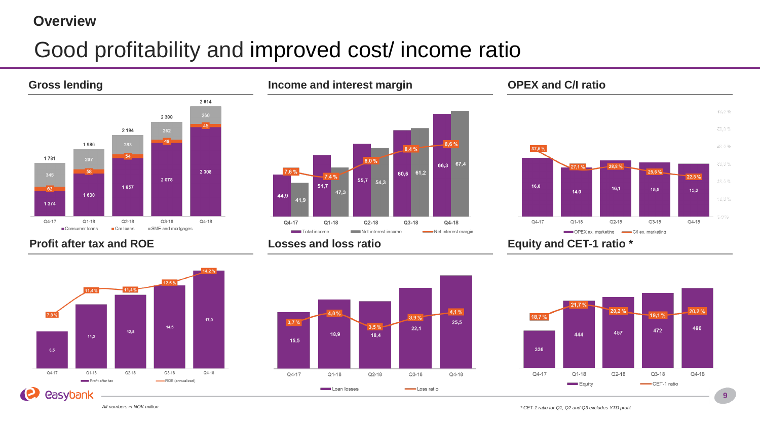**Overview**

# Good profitability and improved cost/ income ratio

## Gross lending

2 614
260
45
2 308

2 388
262
49
2 078

2 194
283
54
1 857

1 986
297
58
1 630

1 781
345
62
1 374

Q4-17 Q1-18 Q2-18 Q3-18 Q4-18

Consumer loans
Car loans
SME and mortgages

## Income and interest margin

7,6 % 7,4 % 8,0 % 8,4 % 8,6 %

44,9 41,9
51,7 47,3
55,7 54,3
60,6 61,2
66,3 67,4

Q4-17 Q1-18 Q2-18 Q3-18 Q4-18

Total income
Net interest income
Net interest margin

## OPEX and C/I ratio

37,5 % 27,1 % 28,8 % 25,6 % 22,8 %

16,8 14,0 16,1 15,5 15,2

Q4-17 Q1-18 Q2-18 Q3-18 Q4-18

OPEX ex. marketing
C/I ex. marketing

## Profit after tax and ROE

7,8 % 11,4 % 11,4 % 12,5 % 14,2 %

6,5 11,2 12,8 14,5 17,0

Q4-17 Q1-18 Q2-18 Q3-18 Q4-18

Profit after tax
ROE (annualized)

## Losses and loss ratio

3,7 % 4,0 % 3,5 % 3,9 % 4,1 %

15,5 18,9 18,4 22,1 25,5

Q4-17 Q1-18 Q2-18 Q3-18 Q4-18

Loan losses
Loss ratio

## Equity and CET-1 ratio *

18,7 % 21,7 % 20,2 % 19,1 % 20,2 %

336 444 457 472 490

Q4-17 Q1-18 Q2-18 Q3-18 Q4-18

Equity
CET-1 ratio

easybank

*All numbers in NOK million*

*\* CET-1 ratio for Q1, Q2 and Q3 excludes YTD profit*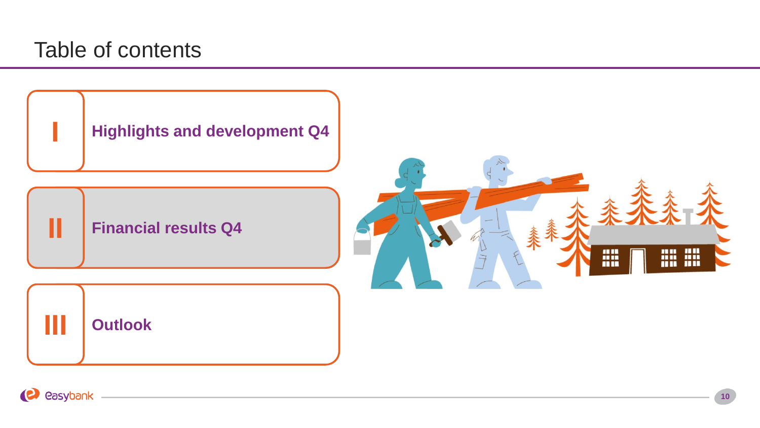# Table of contents

- **I** — **Highlights and development Q4**
- **II** — **Financial results Q4**
- **III** — **Outlook**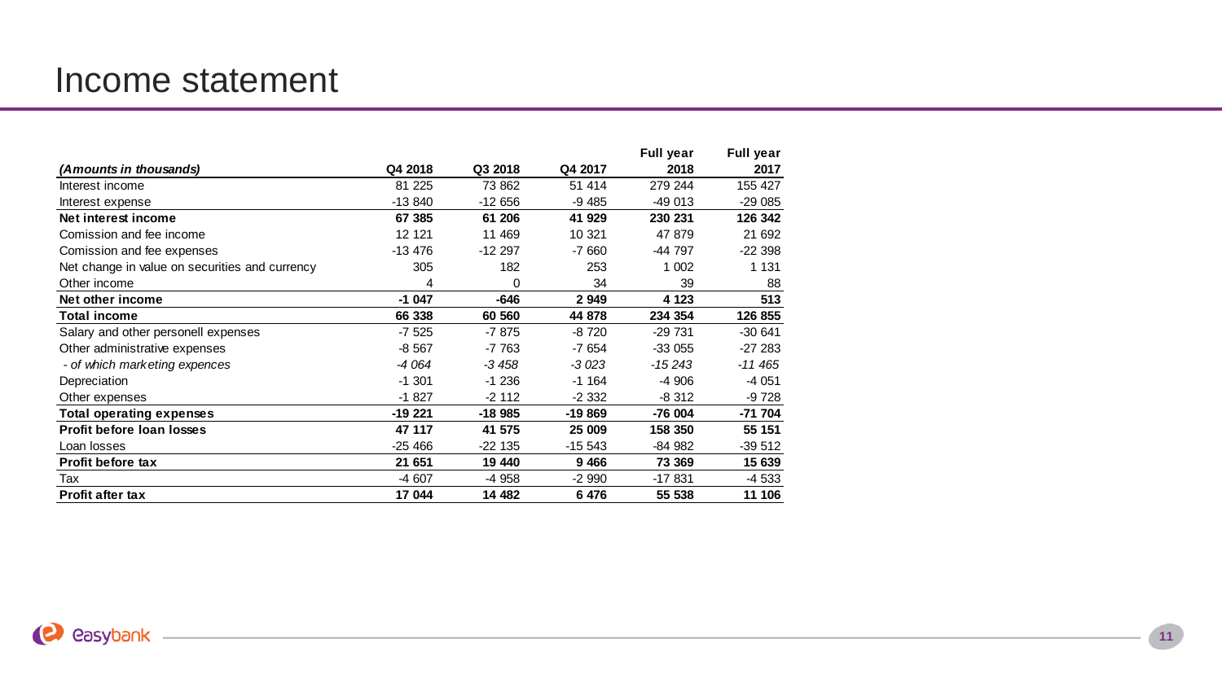# Income statement

| *(Amounts in thousands)* | Q4 2018 | Q3 2018 | Q4 2017 | Full year 2018 | Full year 2017 |
|---|---|---|---|---|---|
| Interest income | 81 225 | 73 862 | 51 414 | 279 244 | 155 427 |
| Interest expense | -13 840 | -12 656 | -9 485 | -49 013 | -29 085 |
| **Net interest income** | **67 385** | **61 206** | **41 929** | **230 231** | **126 342** |
| Comission and fee income | 12 121 | 11 469 | 10 321 | 47 879 | 21 692 |
| Comission and fee expenses | -13 476 | -12 297 | -7 660 | -44 797 | -22 398 |
| Net change in value on securities and currency | 305 | 182 | 253 | 1 002 | 1 131 |
| Other income | 4 | 0 | 34 | 39 | 88 |
| **Net other income** | **-1 047** | **-646** | **2 949** | **4 123** | **513** |
| **Total income** | **66 338** | **60 560** | **44 878** | **234 354** | **126 855** |
| Salary and other personell expenses | -7 525 | -7 875 | -8 720 | -29 731 | -30 641 |
| Other administrative expenses | -8 567 | -7 763 | -7 654 | -33 055 | -27 283 |
| *- of which marketing expences* | *-4 064* | *-3 458* | *-3 023* | *-15 243* | *-11 465* |
| Depreciation | -1 301 | -1 236 | -1 164 | -4 906 | -4 051 |
| Other expenses | -1 827 | -2 112 | -2 332 | -8 312 | -9 728 |
| **Total operating expenses** | **-19 221** | **-18 985** | **-19 869** | **-76 004** | **-71 704** |
| **Profit before loan losses** | **47 117** | **41 575** | **25 009** | **158 350** | **55 151** |
| Loan losses | -25 466 | -22 135 | -15 543 | -84 982 | -39 512 |
| **Profit before tax** | **21 651** | **19 440** | **9 466** | **73 369** | **15 639** |
| Tax | -4 607 | -4 958 | -2 990 | -17 831 | -4 533 |
| **Profit after tax** | **17 044** | **14 482** | **6 476** | **55 538** | **11 106** |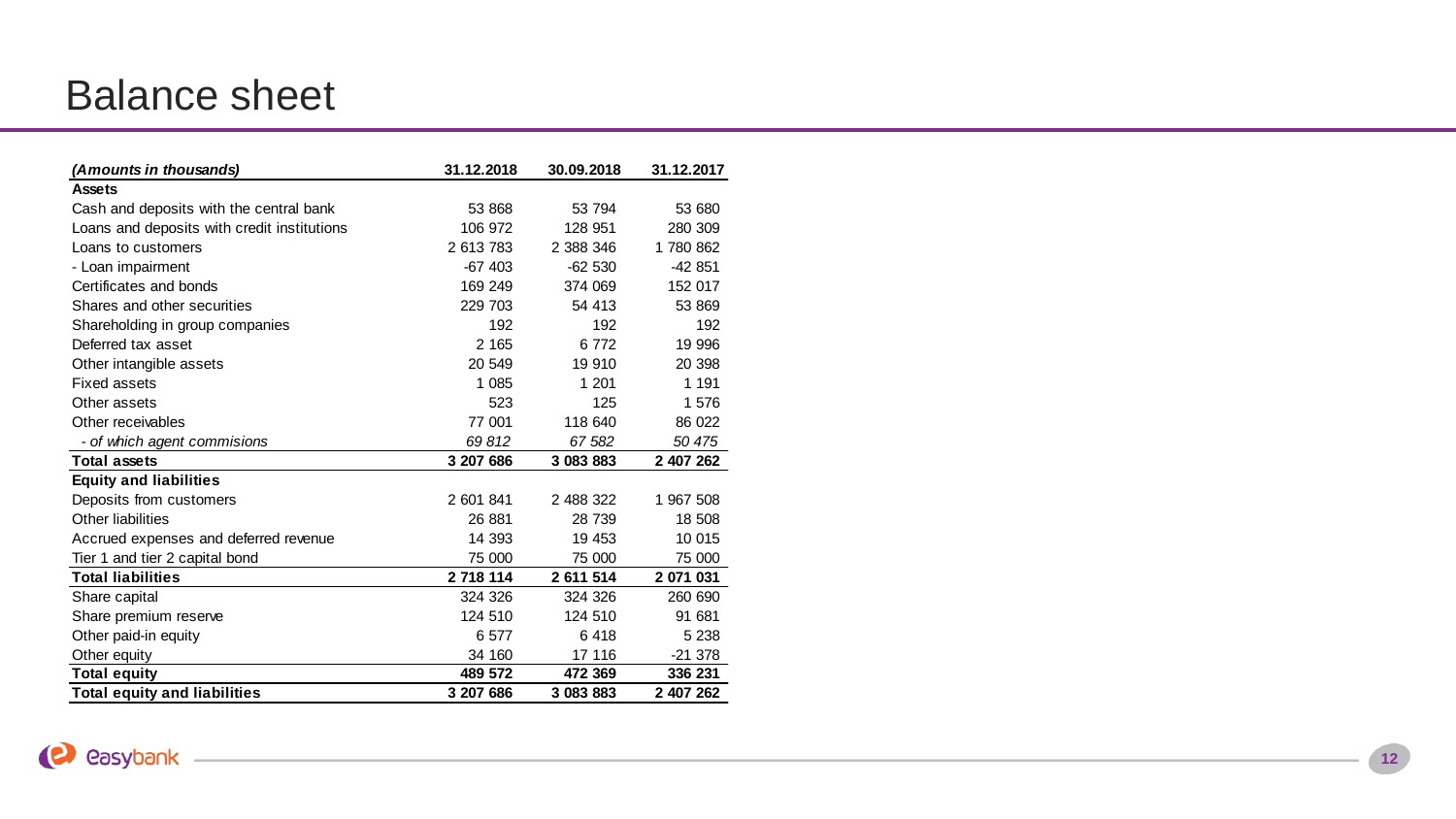# Balance sheet

| *(Amounts in thousands)* | 31.12.2018 | 30.09.2018 | 31.12.2017 |
|---|---|---|---|
| **Assets** | | | |
| Cash and deposits with the central bank | 53 868 | 53 794 | 53 680 |
| Loans and deposits with credit institutions | 106 972 | 128 951 | 280 309 |
| Loans to customers | 2 613 783 | 2 388 346 | 1 780 862 |
| - Loan impairment | -67 403 | -62 530 | -42 851 |
| Certificates and bonds | 169 249 | 374 069 | 152 017 |
| Shares and other securities | 229 703 | 54 413 | 53 869 |
| Shareholding in group companies | 192 | 192 | 192 |
| Deferred tax asset | 2 165 | 6 772 | 19 996 |
| Other intangible assets | 20 549 | 19 910 | 20 398 |
| Fixed assets | 1 085 | 1 201 | 1 191 |
| Other assets | 523 | 125 | 1 576 |
| Other receivables | 77 001 | 118 640 | 86 022 |
| *- of which agent commisions* | *69 812* | *67 582* | *50 475* |
| **Total assets** | **3 207 686** | **3 083 883** | **2 407 262** |
| **Equity and liabilities** | | | |
| Deposits from customers | 2 601 841 | 2 488 322 | 1 967 508 |
| Other liabilities | 26 881 | 28 739 | 18 508 |
| Accrued expenses and deferred revenue | 14 393 | 19 453 | 10 015 |
| Tier 1 and tier 2 capital bond | 75 000 | 75 000 | 75 000 |
| **Total liabilities** | **2 718 114** | **2 611 514** | **2 071 031** |
| Share capital | 324 326 | 324 326 | 260 690 |
| Share premium reserve | 124 510 | 124 510 | 91 681 |
| Other paid-in equity | 6 577 | 6 418 | 5 238 |
| Other equity | 34 160 | 17 116 | -21 378 |
| **Total equity** | **489 572** | **472 369** | **336 231** |
| **Total equity and liabilities** | **3 207 686** | **3 083 883** | **2 407 262** |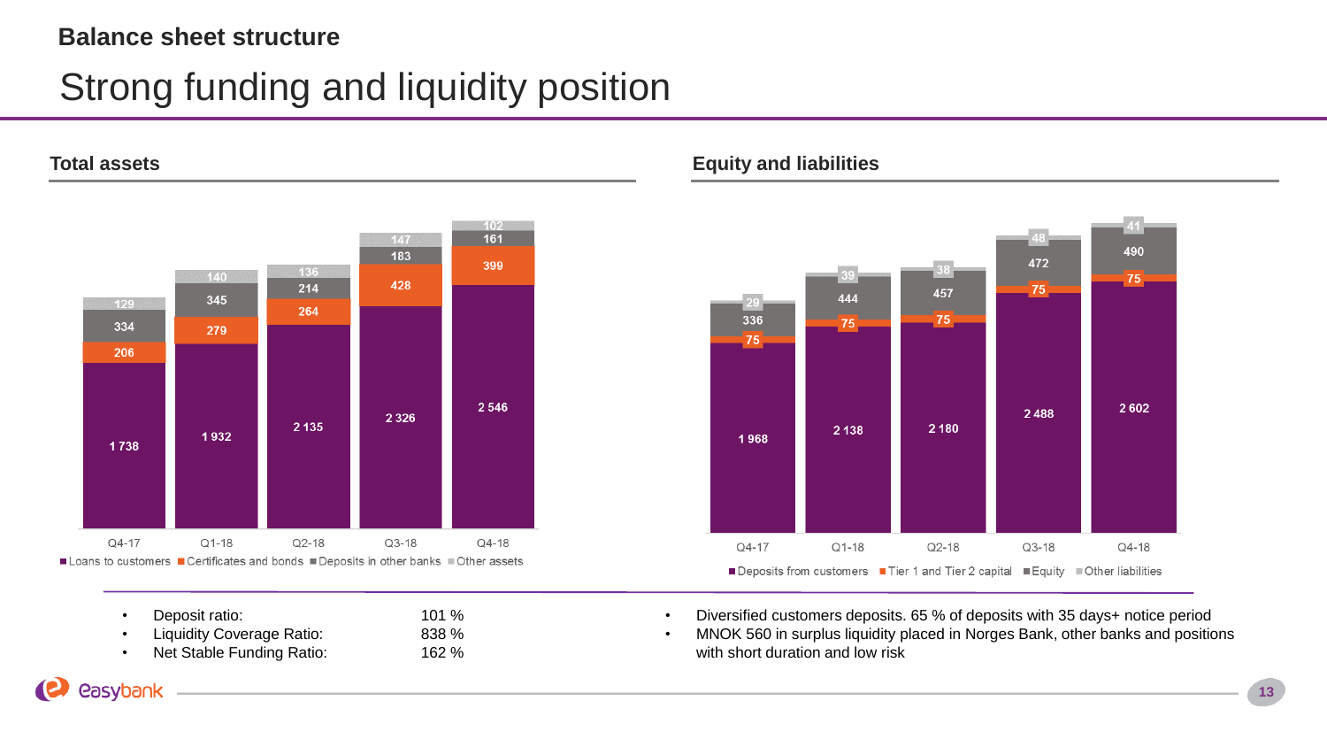## Balance sheet structure

# Strong funding and liquidity position

### Total assets

| | Q4-17 | Q1-18 | Q2-18 | Q3-18 | Q4-18 |
|---|---|---|---|---|---|
| Loans to customers | 1 738 | 1 932 | 2 135 | 2 326 | 2 546 |
| Certificates and bonds | 206 | 279 | 264 | 428 | 399 |
| Deposits in other banks | 334 | 345 | 214 | 183 | 161 |
| Other assets | 129 | 140 | 136 | 147 | 102 |

### Equity and liabilities

| | Q4-17 | Q1-18 | Q2-18 | Q3-18 | Q4-18 |
|---|---|---|---|---|---|
| Deposits from customers | 1 968 | 2 138 | 2 180 | 2 488 | 2 602 |
| Tier 1 and Tier 2 capital | 75 | 75 | 75 | 75 | 75 |
| Equity | 336 | 444 | 457 | 472 | 490 |
| Other liabilities | 29 | 39 | 38 | 48 | 41 |

- Deposit ratio: 101 %
- Liquidity Coverage Ratio: 838 %
- Net Stable Funding Ratio: 162 %

- Diversified customers deposits. 65 % of deposits with 35 days+ notice period
- MNOK 560 in surplus liquidity placed in Norges Bank, other banks and positions with short duration and low risk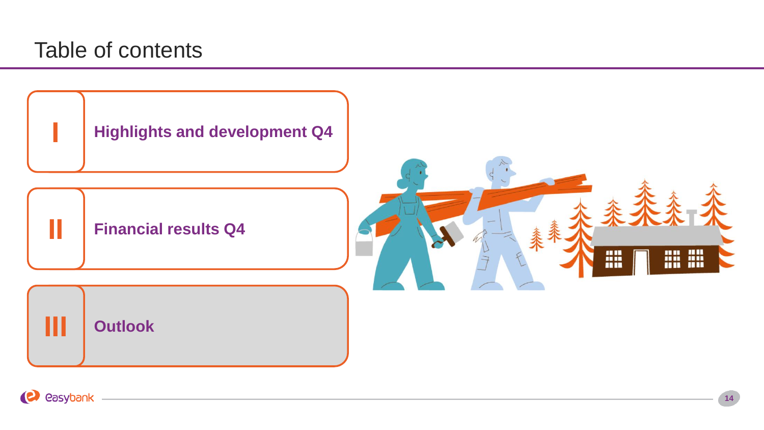# Table of contents

- **I** — **Highlights and development Q4**
- **II** — **Financial results Q4**
- **III** — **Outlook**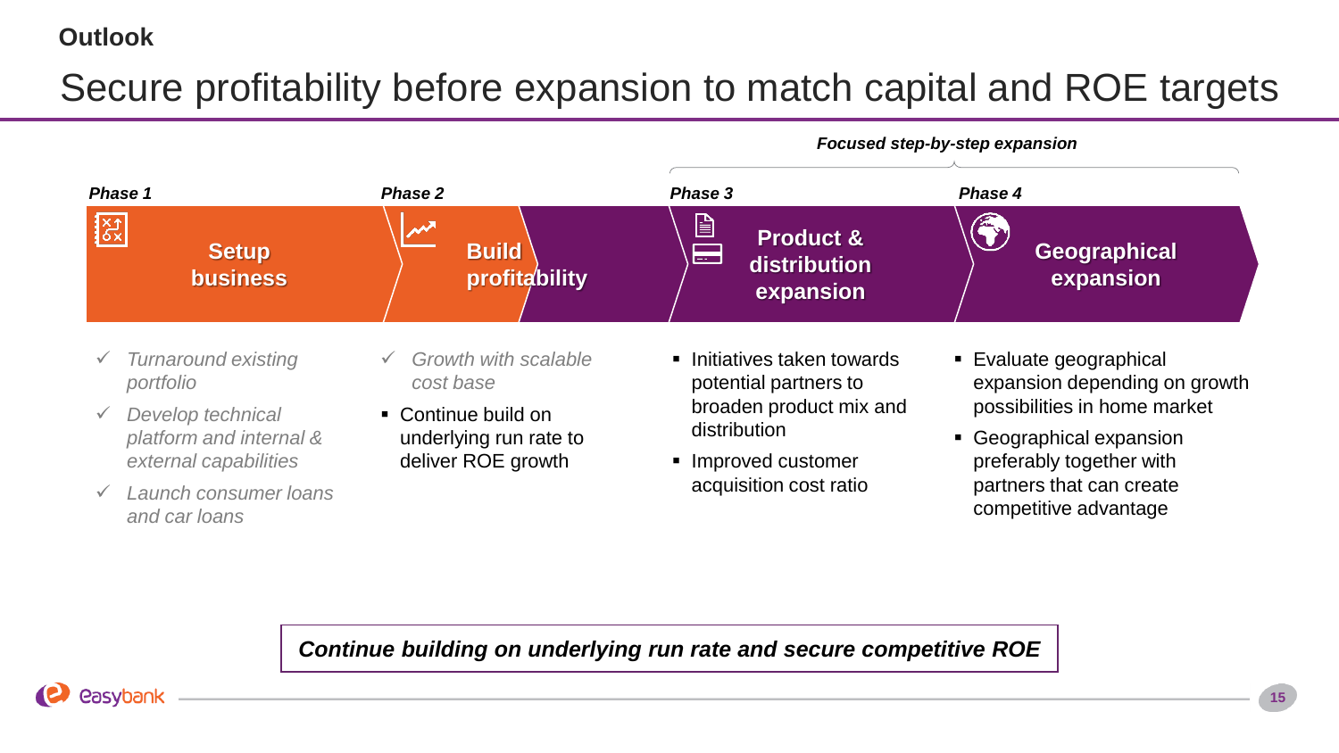**Outlook**

# Secure profitability before expansion to match capital and ROE targets

*Focused step-by-step expansion*

## Phase 1 – Setup business

- ✓ *Turnaround existing portfolio*
- ✓ *Develop technical platform and internal & external capabilities*
- ✓ *Launch consumer loans and car loans*

## Phase 2 – Build profitability

- ✓ *Growth with scalable cost base*
- Continue build on underlying run rate to deliver ROE growth

## Phase 3 – Product & distribution expansion

- Initiatives taken towards potential partners to broaden product mix and distribution
- Improved customer acquisition cost ratio

## Phase 4 – Geographical expansion

- Evaluate geographical expansion depending on growth possibilities in home market
- Geographical expansion preferably together with partners that can create competitive advantage

***Continue building on underlying run rate and secure competitive ROE***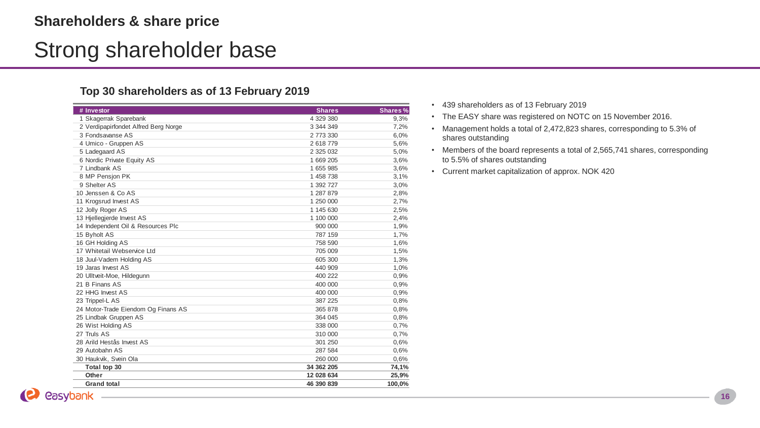## Shareholders & share price

# Strong shareholder base

### Top 30 shareholders as of 13 February 2019

| # | Investor | Shares | Shares % |
|---|---|---|---|
| 1 | Skagerrak Sparebank | 4 329 380 | 9,3% |
| 2 | Verdipapirfondet Alfred Berg Norge | 3 344 349 | 7,2% |
| 3 | Fondsavanse AS | 2 773 330 | 6,0% |
| 4 | Umico - Gruppen AS | 2 618 779 | 5,6% |
| 5 | Ladegaard AS | 2 325 032 | 5,0% |
| 6 | Nordic Private Equity AS | 1 669 205 | 3,6% |
| 7 | Lindbank AS | 1 655 985 | 3,6% |
| 8 | MP Pensjon PK | 1 458 738 | 3,1% |
| 9 | Shelter AS | 1 392 727 | 3,0% |
| 10 | Jenssen & Co AS | 1 287 879 | 2,8% |
| 11 | Krogsrud Invest AS | 1 250 000 | 2,7% |
| 12 | Jolly Roger AS | 1 145 630 | 2,5% |
| 13 | Hjellegjerde Invest AS | 1 100 000 | 2,4% |
| 14 | Independent Oil & Resources Plc | 900 000 | 1,9% |
| 15 | Byholt AS | 787 159 | 1,7% |
| 16 | GH Holding AS | 758 590 | 1,6% |
| 17 | Whitetail Webservice Ltd | 705 009 | 1,5% |
| 18 | Juul-Vadem Holding AS | 605 300 | 1,3% |
| 19 | Jaras Invest AS | 440 909 | 1,0% |
| 20 | Ulltveit-Moe, Hildegunn | 400 222 | 0,9% |
| 21 | B Finans AS | 400 000 | 0,9% |
| 22 | HHG Invest AS | 400 000 | 0,9% |
| 23 | Trippel-L AS | 387 225 | 0,8% |
| 24 | Motor-Trade Eiendom Og Finans AS | 365 878 | 0,8% |
| 25 | Lindbak Gruppen AS | 364 045 | 0,8% |
| 26 | Wist Holding AS | 338 000 | 0,7% |
| 27 | Truls AS | 310 000 | 0,7% |
| 28 | Arild Hestås Invest AS | 301 250 | 0,6% |
| 29 | Autobahn AS | 287 584 | 0,6% |
| 30 | Haukvik, Svein Ola | 260 000 | 0,6% |
| | **Total top 30** | **34 362 205** | **74,1%** |
| | **Other** | **12 028 634** | **25,9%** |
| | **Grand total** | **46 390 839** | **100,0%** |

- 439 shareholders as of 13 February 2019
- The EASY share was registered on NOTC on 15 November 2016.
- Management holds a total of 2,472,823 shares, corresponding to 5.3% of shares outstanding
- Members of the board represents a total of 2,565,741 shares, corresponding to 5.5% of shares outstanding
- Current market capitalization of approx. NOK 420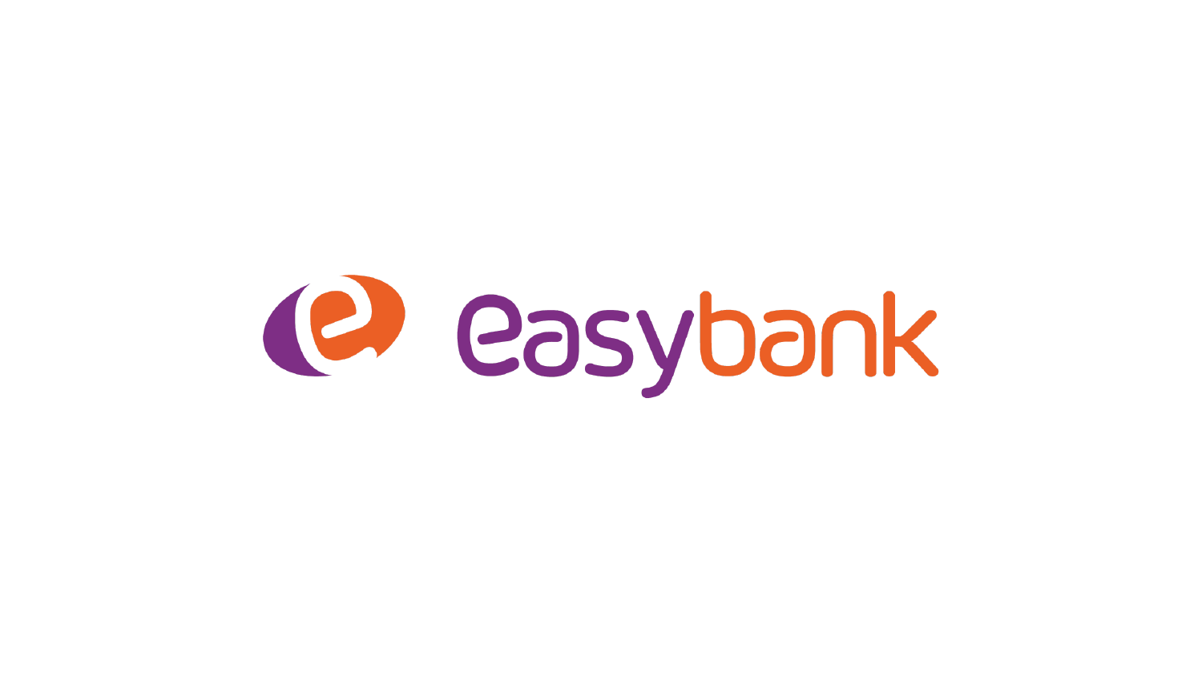easybank